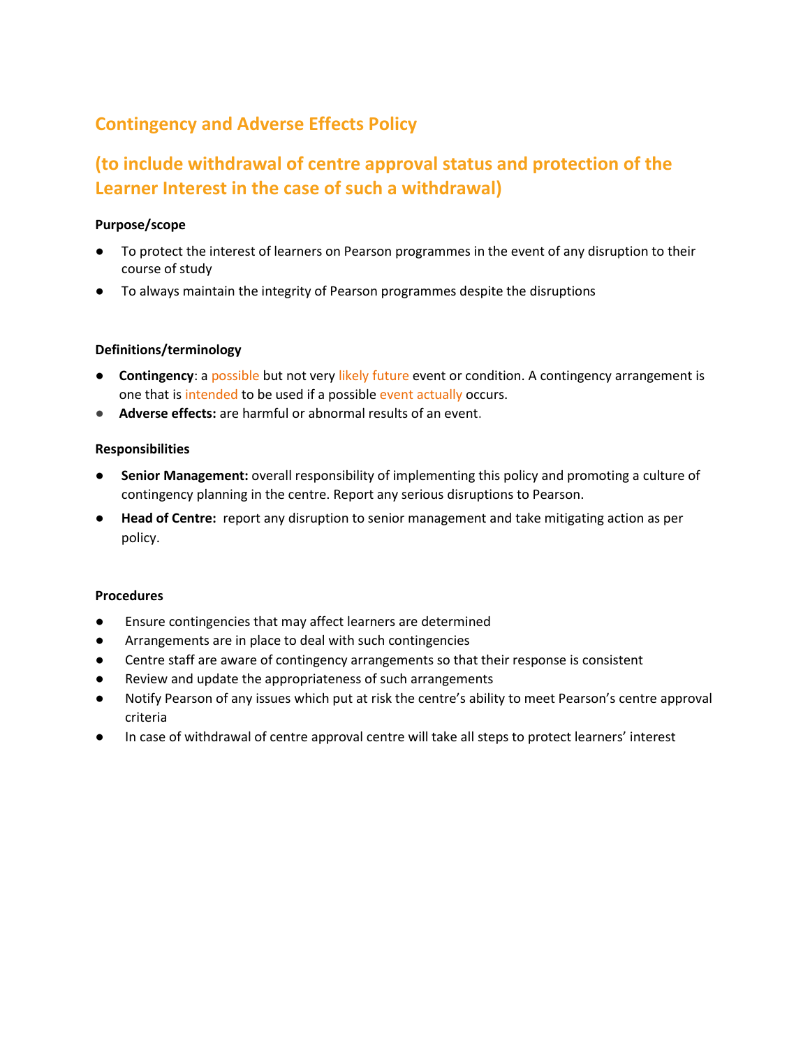## Contingency and Adverse Effects Policy

## (to include withdrawal of centre approval status and protection of the Learner Interest in the case of such a withdrawal)

**Purpose/scope**

- To protect the interest of learners on Pearson programmes in the event of any disruption to their course of study
- To always maintain the integrity of Pearson programmes despite the disruptions

**Definitions/terminology**

- **Contingency**: a possible but not very likely future event or condition. A contingency arrangement is one that is intended to be used if a possible event actually occurs.
- **Adverse effects:** are harmful or abnormal results of an event.

**Responsibilities**

- **Senior Management:** overall responsibility of implementing this policy and promoting a culture of contingency planning in the centre. Report any serious disruptions to Pearson.
- **Head of Centre:** report any disruption to senior management and take mitigating action as per policy.

**Procedures**

- Ensure contingencies that may affect learners are determined
- Arrangements are in place to deal with such contingencies
- Centre staff are aware of contingency arrangements so that their response is consistent
- Review and update the appropriateness of such arrangements
- Notify Pearson of any issues which put at risk the centre's ability to meet Pearson's centre approval criteria
- In case of withdrawal of centre approval centre will take all steps to protect learners' interest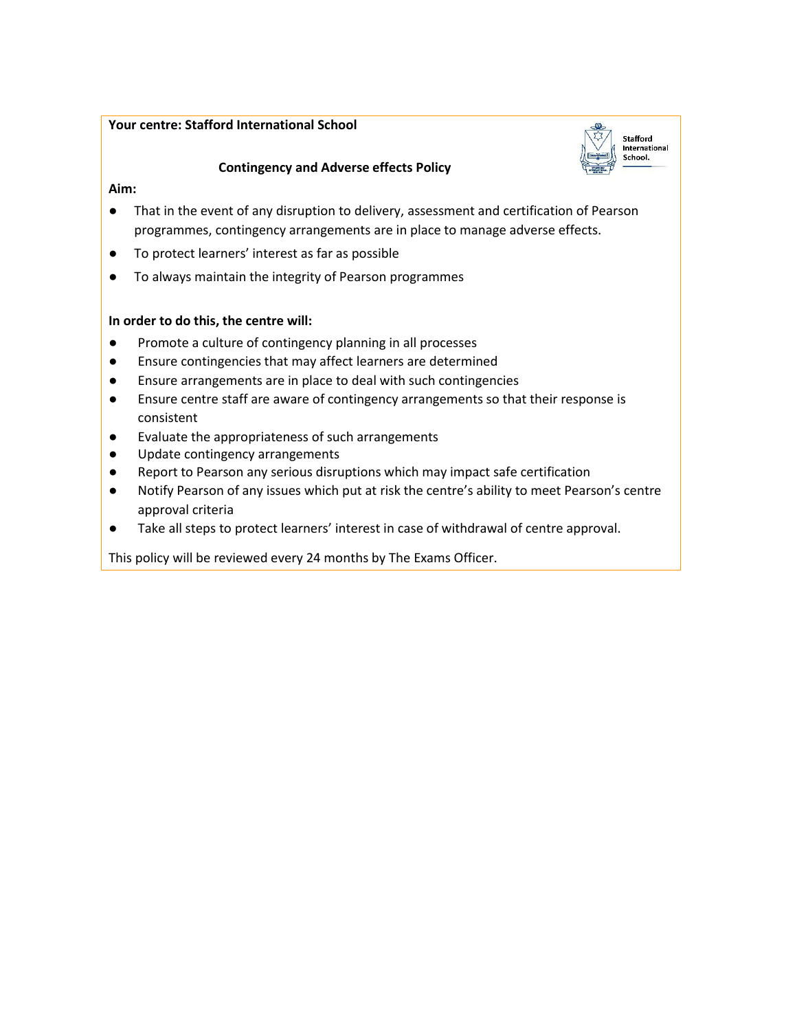**Your centre: Stafford International School**

## Contingency and Adverse effects Policy

**Aim:**

- That in the event of any disruption to delivery, assessment and certification of Pearson programmes, contingency arrangements are in place to manage adverse effects.
- To protect learners' interest as far as possible
- To always maintain the integrity of Pearson programmes

**In order to do this, the centre will:**

- Promote a culture of contingency planning in all processes
- Ensure contingencies that may affect learners are determined
- Ensure arrangements are in place to deal with such contingencies
- Ensure centre staff are aware of contingency arrangements so that their response is consistent
- Evaluate the appropriateness of such arrangements
- Update contingency arrangements
- Report to Pearson any serious disruptions which may impact safe certification
- Notify Pearson of any issues which put at risk the centre's ability to meet Pearson's centre approval criteria
- Take all steps to protect learners' interest in case of withdrawal of centre approval.

This policy will be reviewed every 24 months by The Exams Officer.